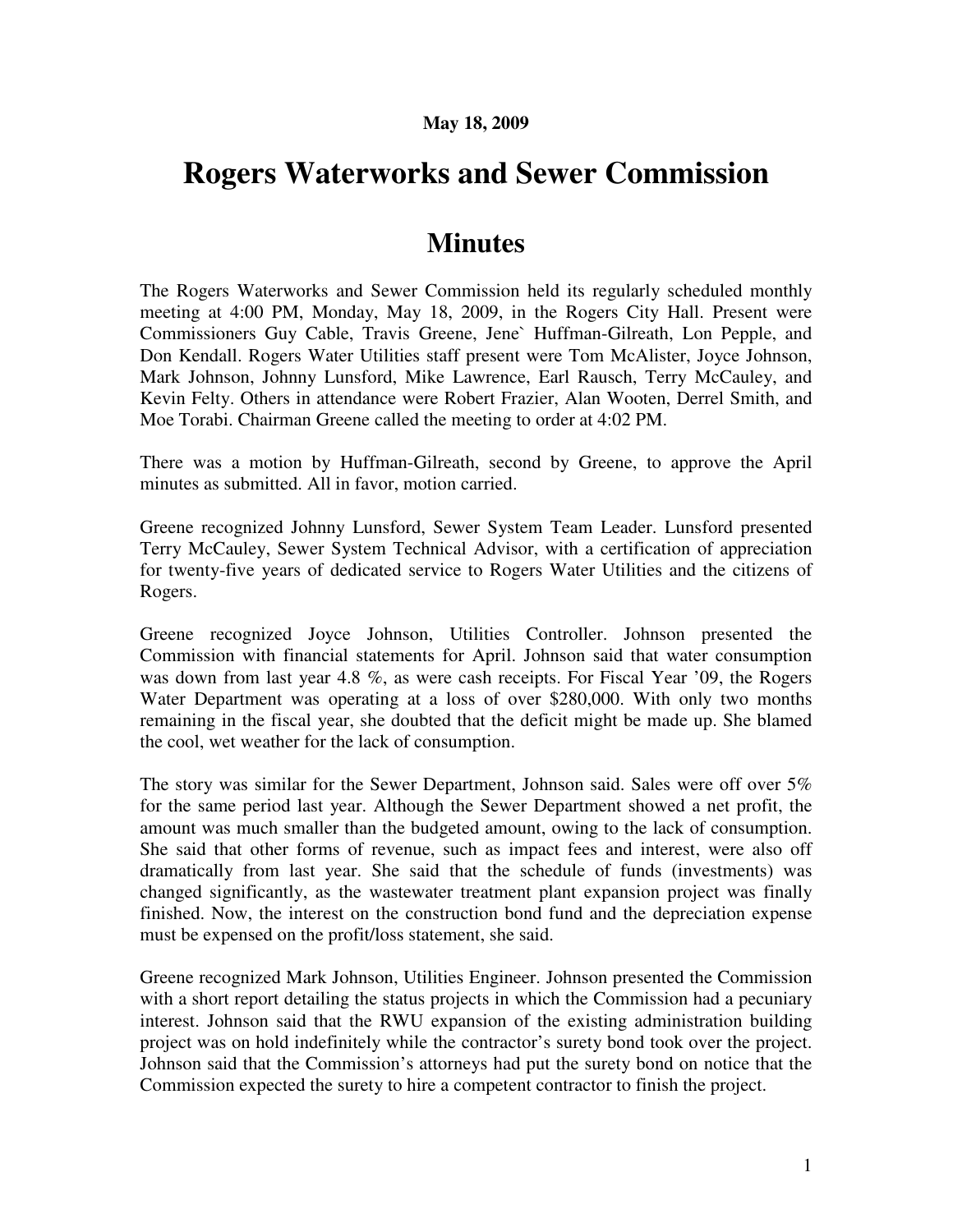**May 18, 2009**

# Rogers Waterworks and Sewer Commission

## Minutes

The Rogers Waterworks and Sewer Commission held its regularly scheduled monthly meeting at 4:00 PM, Monday, May 18, 2009, in the Rogers City Hall. Present were Commissioners Guy Cable, Travis Greene, Jene` Huffman-Gilreath, Lon Pepple, and Don Kendall. Rogers Water Utilities staff present were Tom McAlister, Joyce Johnson, Mark Johnson, Johnny Lunsford, Mike Lawrence, Earl Rausch, Terry McCauley, and Kevin Felty. Others in attendance were Robert Frazier, Alan Wooten, Derrel Smith, and Moe Torabi. Chairman Greene called the meeting to order at 4:02 PM.

There was a motion by Huffman-Gilreath, second by Greene, to approve the April minutes as submitted. All in favor, motion carried.

Greene recognized Johnny Lunsford, Sewer System Team Leader. Lunsford presented Terry McCauley, Sewer System Technical Advisor, with a certification of appreciation for twenty-five years of dedicated service to Rogers Water Utilities and the citizens of Rogers.

Greene recognized Joyce Johnson, Utilities Controller. Johnson presented the Commission with financial statements for April. Johnson said that water consumption was down from last year 4.8 %, as were cash receipts. For Fiscal Year '09, the Rogers Water Department was operating at a loss of over $280,000. With only two months remaining in the fiscal year, she doubted that the deficit might be made up. She blamed the cool, wet weather for the lack of consumption.

The story was similar for the Sewer Department, Johnson said. Sales were off over 5% for the same period last year. Although the Sewer Department showed a net profit, the amount was much smaller than the budgeted amount, owing to the lack of consumption. She said that other forms of revenue, such as impact fees and interest, were also off dramatically from last year. She said that the schedule of funds (investments) was changed significantly, as the wastewater treatment plant expansion project was finally finished. Now, the interest on the construction bond fund and the depreciation expense must be expensed on the profit/loss statement, she said.

Greene recognized Mark Johnson, Utilities Engineer. Johnson presented the Commission with a short report detailing the status projects in which the Commission had a pecuniary interest. Johnson said that the RWU expansion of the existing administration building project was on hold indefinitely while the contractor's surety bond took over the project. Johnson said that the Commission's attorneys had put the surety bond on notice that the Commission expected the surety to hire a competent contractor to finish the project.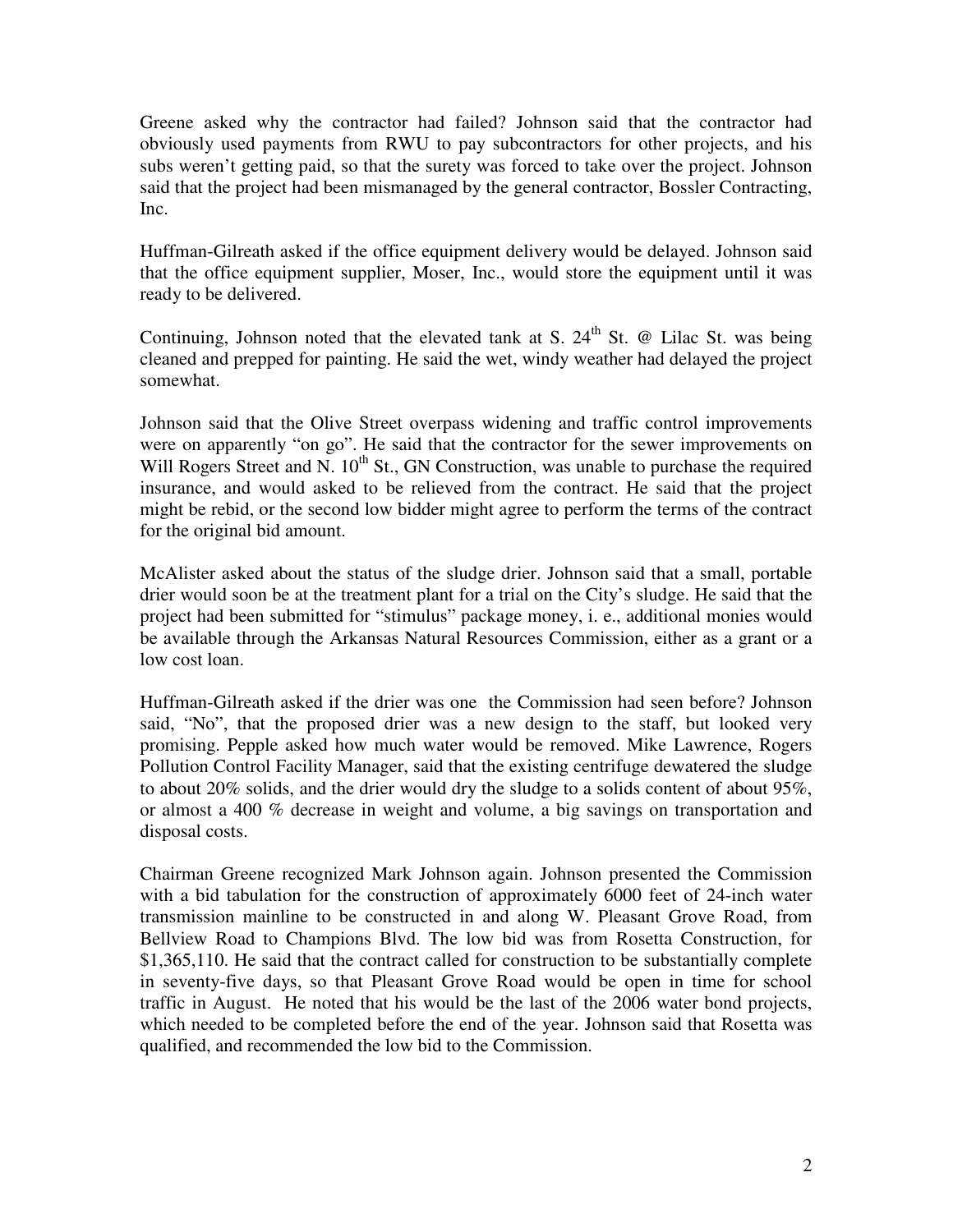Greene asked why the contractor had failed? Johnson said that the contractor had obviously used payments from RWU to pay subcontractors for other projects, and his subs weren't getting paid, so that the surety was forced to take over the project. Johnson said that the project had been mismanaged by the general contractor, Bossler Contracting, Inc.

Huffman-Gilreath asked if the office equipment delivery would be delayed. Johnson said that the office equipment supplier, Moser, Inc., would store the equipment until it was ready to be delivered.

Continuing, Johnson noted that the elevated tank at S. 24th St. @ Lilac St. was being cleaned and prepped for painting. He said the wet, windy weather had delayed the project somewhat.

Johnson said that the Olive Street overpass widening and traffic control improvements were on apparently "on go". He said that the contractor for the sewer improvements on Will Rogers Street and N. 10th St., GN Construction, was unable to purchase the required insurance, and would asked to be relieved from the contract. He said that the project might be rebid, or the second low bidder might agree to perform the terms of the contract for the original bid amount.

McAlister asked about the status of the sludge drier. Johnson said that a small, portable drier would soon be at the treatment plant for a trial on the City's sludge. He said that the project had been submitted for "stimulus" package money, i. e., additional monies would be available through the Arkansas Natural Resources Commission, either as a grant or a low cost loan.

Huffman-Gilreath asked if the drier was one the Commission had seen before? Johnson said, "No", that the proposed drier was a new design to the staff, but looked very promising. Pepple asked how much water would be removed. Mike Lawrence, Rogers Pollution Control Facility Manager, said that the existing centrifuge dewatered the sludge to about 20% solids, and the drier would dry the sludge to a solids content of about 95%, or almost a 400 % decrease in weight and volume, a big savings on transportation and disposal costs.

Chairman Greene recognized Mark Johnson again. Johnson presented the Commission with a bid tabulation for the construction of approximately 6000 feet of 24-inch water transmission mainline to be constructed in and along W. Pleasant Grove Road, from Bellview Road to Champions Blvd. The low bid was from Rosetta Construction, for $1,365,110. He said that the contract called for construction to be substantially complete in seventy-five days, so that Pleasant Grove Road would be open in time for school traffic in August. He noted that his would be the last of the 2006 water bond projects, which needed to be completed before the end of the year. Johnson said that Rosetta was qualified, and recommended the low bid to the Commission.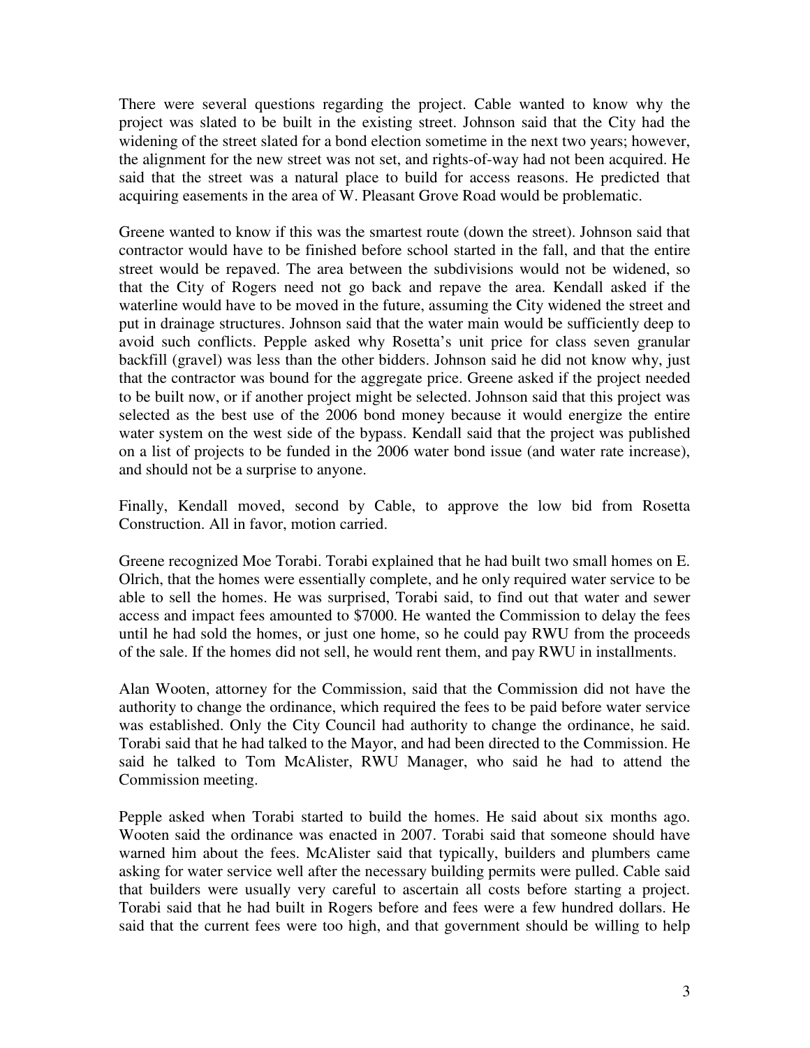There were several questions regarding the project. Cable wanted to know why the project was slated to be built in the existing street. Johnson said that the City had the widening of the street slated for a bond election sometime in the next two years; however, the alignment for the new street was not set, and rights-of-way had not been acquired. He said that the street was a natural place to build for access reasons. He predicted that acquiring easements in the area of W. Pleasant Grove Road would be problematic.

Greene wanted to know if this was the smartest route (down the street). Johnson said that contractor would have to be finished before school started in the fall, and that the entire street would be repaved. The area between the subdivisions would not be widened, so that the City of Rogers need not go back and repave the area. Kendall asked if the waterline would have to be moved in the future, assuming the City widened the street and put in drainage structures. Johnson said that the water main would be sufficiently deep to avoid such conflicts. Pepple asked why Rosetta's unit price for class seven granular backfill (gravel) was less than the other bidders. Johnson said he did not know why, just that the contractor was bound for the aggregate price. Greene asked if the project needed to be built now, or if another project might be selected. Johnson said that this project was selected as the best use of the 2006 bond money because it would energize the entire water system on the west side of the bypass. Kendall said that the project was published on a list of projects to be funded in the 2006 water bond issue (and water rate increase), and should not be a surprise to anyone.

Finally, Kendall moved, second by Cable, to approve the low bid from Rosetta Construction. All in favor, motion carried.

Greene recognized Moe Torabi. Torabi explained that he had built two small homes on E. Olrich, that the homes were essentially complete, and he only required water service to be able to sell the homes. He was surprised, Torabi said, to find out that water and sewer access and impact fees amounted to $7000. He wanted the Commission to delay the fees until he had sold the homes, or just one home, so he could pay RWU from the proceeds of the sale. If the homes did not sell, he would rent them, and pay RWU in installments.

Alan Wooten, attorney for the Commission, said that the Commission did not have the authority to change the ordinance, which required the fees to be paid before water service was established. Only the City Council had authority to change the ordinance, he said. Torabi said that he had talked to the Mayor, and had been directed to the Commission. He said he talked to Tom McAlister, RWU Manager, who said he had to attend the Commission meeting.

Pepple asked when Torabi started to build the homes. He said about six months ago. Wooten said the ordinance was enacted in 2007. Torabi said that someone should have warned him about the fees. McAlister said that typically, builders and plumbers came asking for water service well after the necessary building permits were pulled. Cable said that builders were usually very careful to ascertain all costs before starting a project. Torabi said that he had built in Rogers before and fees were a few hundred dollars. He said that the current fees were too high, and that government should be willing to help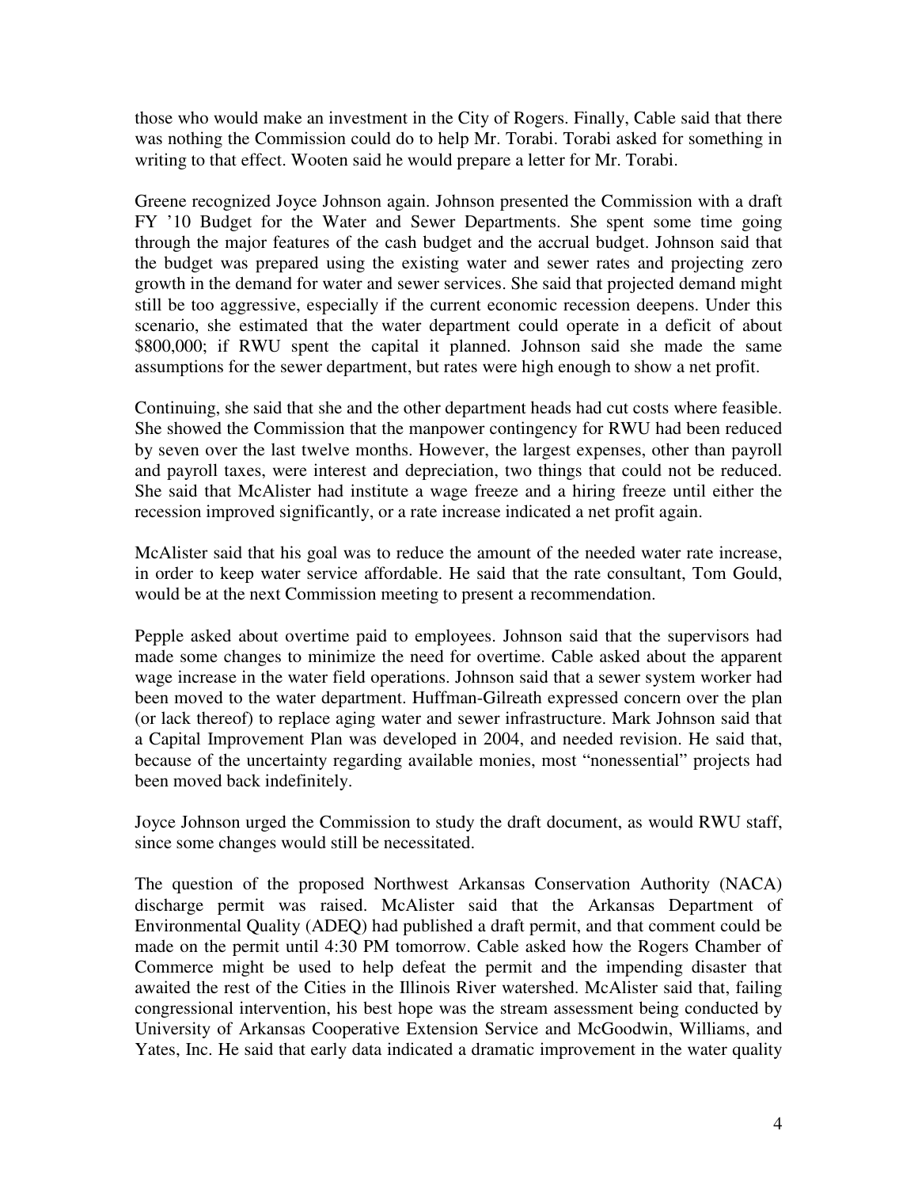those who would make an investment in the City of Rogers. Finally, Cable said that there was nothing the Commission could do to help Mr. Torabi. Torabi asked for something in writing to that effect. Wooten said he would prepare a letter for Mr. Torabi.

Greene recognized Joyce Johnson again. Johnson presented the Commission with a draft FY '10 Budget for the Water and Sewer Departments. She spent some time going through the major features of the cash budget and the accrual budget. Johnson said that the budget was prepared using the existing water and sewer rates and projecting zero growth in the demand for water and sewer services. She said that projected demand might still be too aggressive, especially if the current economic recession deepens. Under this scenario, she estimated that the water department could operate in a deficit of about $800,000; if RWU spent the capital it planned. Johnson said she made the same assumptions for the sewer department, but rates were high enough to show a net profit.

Continuing, she said that she and the other department heads had cut costs where feasible. She showed the Commission that the manpower contingency for RWU had been reduced by seven over the last twelve months. However, the largest expenses, other than payroll and payroll taxes, were interest and depreciation, two things that could not be reduced. She said that McAlister had institute a wage freeze and a hiring freeze until either the recession improved significantly, or a rate increase indicated a net profit again.

McAlister said that his goal was to reduce the amount of the needed water rate increase, in order to keep water service affordable. He said that the rate consultant, Tom Gould, would be at the next Commission meeting to present a recommendation.

Pepple asked about overtime paid to employees. Johnson said that the supervisors had made some changes to minimize the need for overtime. Cable asked about the apparent wage increase in the water field operations. Johnson said that a sewer system worker had been moved to the water department. Huffman-Gilreath expressed concern over the plan (or lack thereof) to replace aging water and sewer infrastructure. Mark Johnson said that a Capital Improvement Plan was developed in 2004, and needed revision. He said that, because of the uncertainty regarding available monies, most "nonessential" projects had been moved back indefinitely.

Joyce Johnson urged the Commission to study the draft document, as would RWU staff, since some changes would still be necessitated.

The question of the proposed Northwest Arkansas Conservation Authority (NACA) discharge permit was raised. McAlister said that the Arkansas Department of Environmental Quality (ADEQ) had published a draft permit, and that comment could be made on the permit until 4:30 PM tomorrow. Cable asked how the Rogers Chamber of Commerce might be used to help defeat the permit and the impending disaster that awaited the rest of the Cities in the Illinois River watershed. McAlister said that, failing congressional intervention, his best hope was the stream assessment being conducted by University of Arkansas Cooperative Extension Service and McGoodwin, Williams, and Yates, Inc. He said that early data indicated a dramatic improvement in the water quality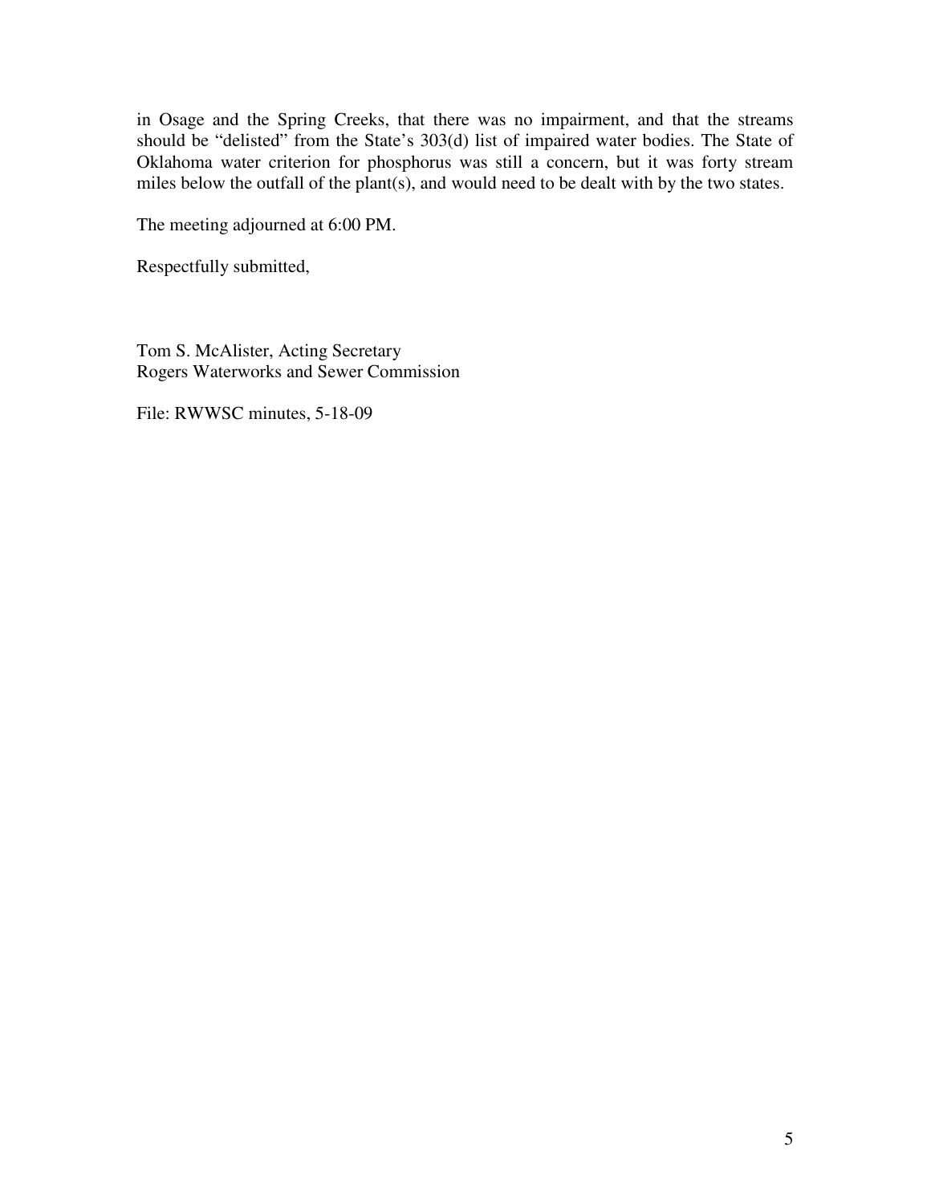in Osage and the Spring Creeks, that there was no impairment, and that the streams should be "delisted" from the State's 303(d) list of impaired water bodies. The State of Oklahoma water criterion for phosphorus was still a concern, but it was forty stream miles below the outfall of the plant(s), and would need to be dealt with by the two states.

The meeting adjourned at 6:00 PM.

Respectfully submitted,

Tom S. McAlister, Acting Secretary
Rogers Waterworks and Sewer Commission

File: RWWSC minutes, 5-18-09